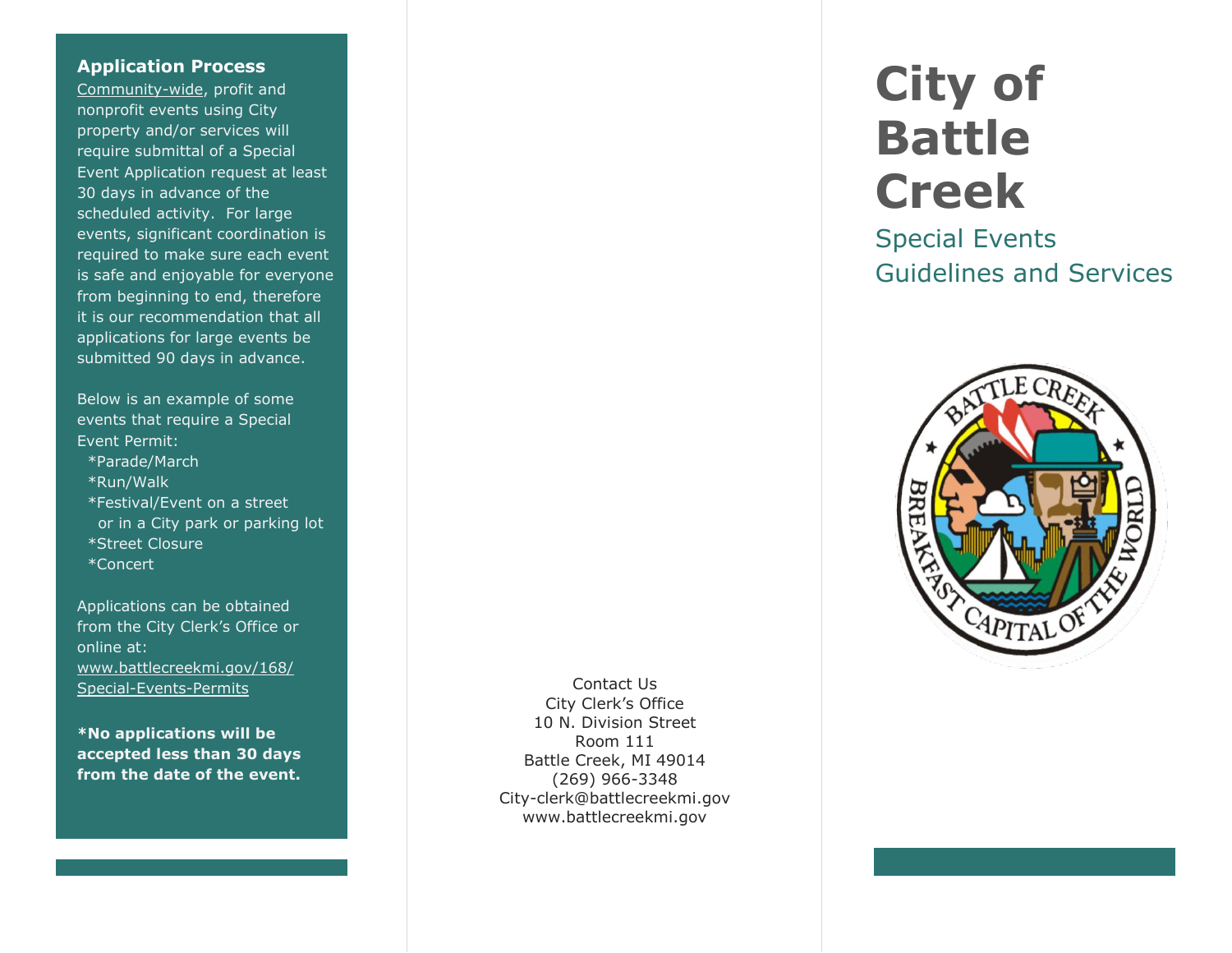## Application Process

Community-wide, profit and nonprofit events using City property and/or services will require submittal of a Special Event Application request at least 30 days in advance of the scheduled activity. For large events, significant coordination is required to make sure each event is safe and enjoyable for everyone from beginning to end, therefore it is our recommendation that all applications for large events be submitted 90 days in advance.

Below is an example of some events that require a Special Event Permit:

*Parade/March
*Run/Walk
*Festival/Event on a street or in a City park or parking lot
*Street Closure
*Concert

Applications can be obtained from the City Clerk's Office or online at: www.battlecreekmi.gov/168/Special-Events-Permits

**\*No applications will be accepted less than 30 days from the date of the event.**

Contact Us
City Clerk's Office
10 N. Division Street
Room 111
Battle Creek, MI 49014
(269) 966-3348
City-clerk@battlecreekmi.gov
www.battlecreekmi.gov

# City of Battle Creek

## Special Events Guidelines and Services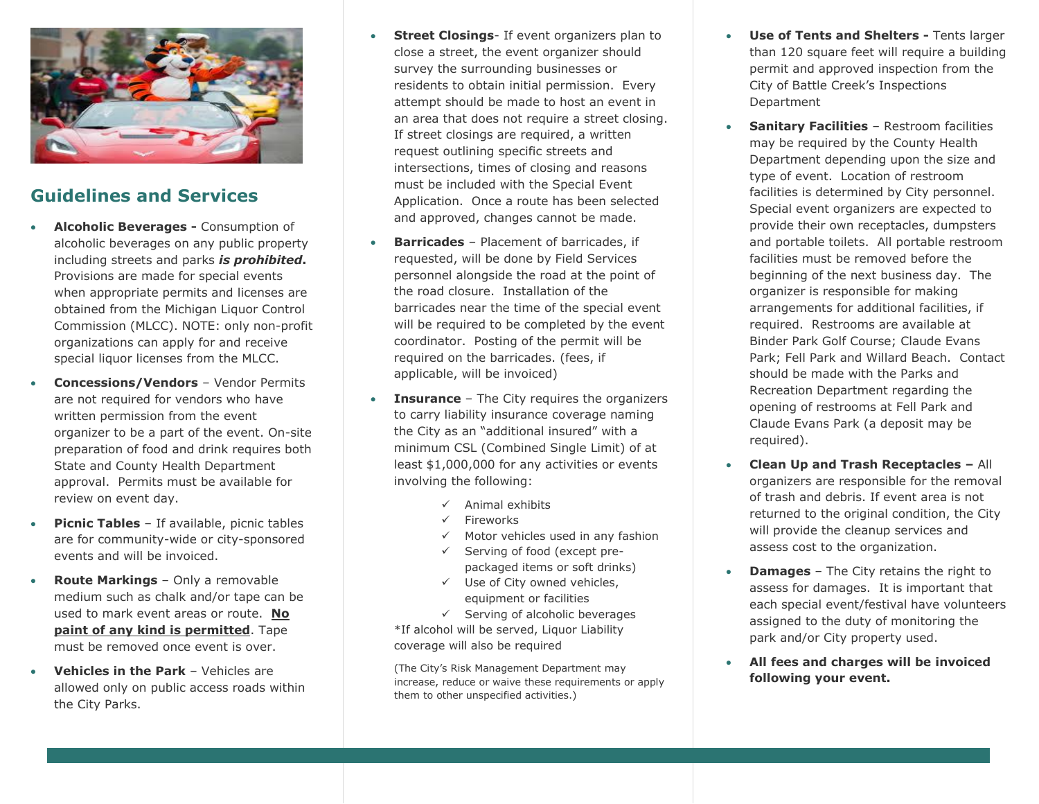## Guidelines and Services

- **Alcoholic Beverages -** Consumption of alcoholic beverages on any public property including streets and parks ***is prohibited*.** Provisions are made for special events when appropriate permits and licenses are obtained from the Michigan Liquor Control Commission (MLCC). NOTE: only non-profit organizations can apply for and receive special liquor licenses from the MLCC.
- **Concessions/Vendors** – Vendor Permits are not required for vendors who have written permission from the event organizer to be a part of the event. On-site preparation of food and drink requires both State and County Health Department approval. Permits must be available for review on event day.
- **Picnic Tables** – If available, picnic tables are for community-wide or city-sponsored events and will be invoiced.
- **Route Markings** – Only a removable medium such as chalk and/or tape can be used to mark event areas or route. **No paint of any kind is permitted**. Tape must be removed once event is over.
- **Vehicles in the Park** – Vehicles are allowed only on public access roads within the City Parks.
- **Street Closings**- If event organizers plan to close a street, the event organizer should survey the surrounding businesses or residents to obtain initial permission. Every attempt should be made to host an event in an area that does not require a street closing. If street closings are required, a written request outlining specific streets and intersections, times of closing and reasons must be included with the Special Event Application. Once a route has been selected and approved, changes cannot be made.
- **Barricades** – Placement of barricades, if requested, will be done by Field Services personnel alongside the road at the point of the road closure. Installation of the barricades near the time of the special event will be required to be completed by the event coordinator. Posting of the permit will be required on the barricades. (fees, if applicable, will be invoiced)
- **Insurance** – The City requires the organizers to carry liability insurance coverage naming the City as an "additional insured" with a minimum CSL (Combined Single Limit) of at least $1,000,000 for any activities or events involving the following:
  - ✓ Animal exhibits
  - ✓ Fireworks
  - ✓ Motor vehicles used in any fashion
  - ✓ Serving of food (except pre-packaged items or soft drinks)
  - ✓ Use of City owned vehicles, equipment or facilities
  - ✓ Serving of alcoholic beverages

  *If alcohol will be served, Liquor Liability coverage will also be required

  (The City's Risk Management Department may increase, reduce or waive these requirements or apply them to other unspecified activities.)
- **Use of Tents and Shelters -** Tents larger than 120 square feet will require a building permit and approved inspection from the City of Battle Creek's Inspections Department
- **Sanitary Facilities** – Restroom facilities may be required by the County Health Department depending upon the size and type of event. Location of restroom facilities is determined by City personnel. Special event organizers are expected to provide their own receptacles, dumpsters and portable toilets. All portable restroom facilities must be removed before the beginning of the next business day. The organizer is responsible for making arrangements for additional facilities, if required. Restrooms are available at Binder Park Golf Course; Claude Evans Park; Fell Park and Willard Beach. Contact should be made with the Parks and Recreation Department regarding the opening of restrooms at Fell Park and Claude Evans Park (a deposit may be required).
- **Clean Up and Trash Receptacles –** All organizers are responsible for the removal of trash and debris. If event area is not returned to the original condition, the City will provide the cleanup services and assess cost to the organization.
- **Damages** – The City retains the right to assess for damages. It is important that each special event/festival have volunteers assigned to the duty of monitoring the park and/or City property used.
- **All fees and charges will be invoiced following your event.**